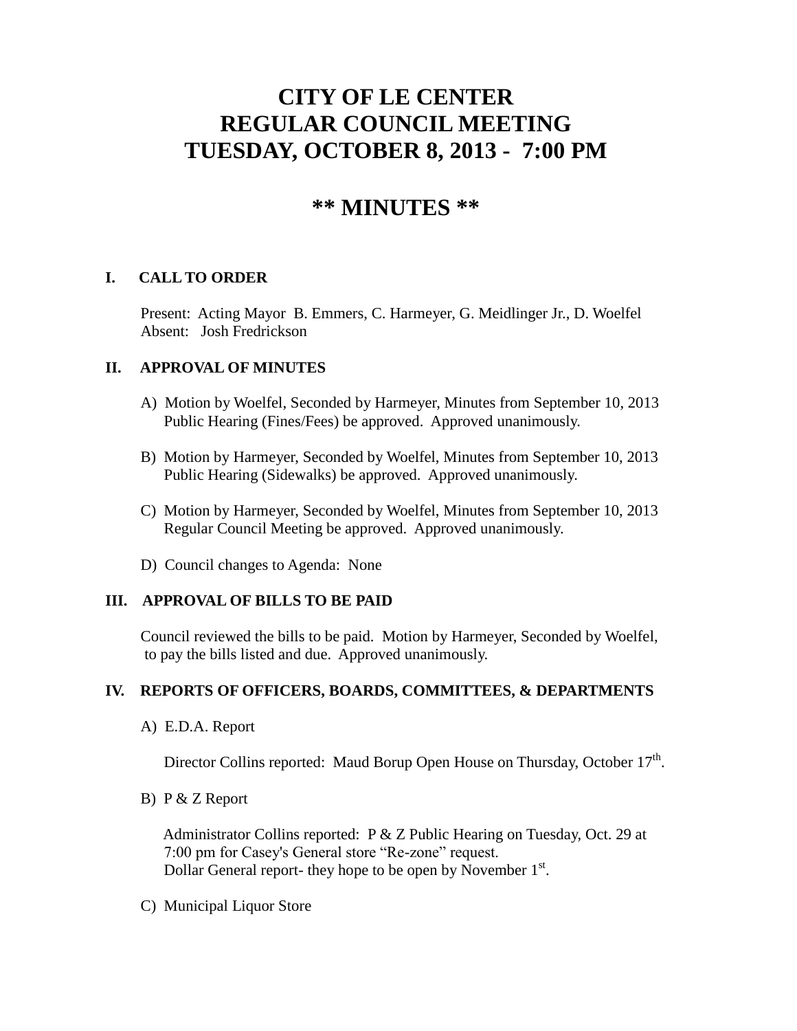# CITY OF LE CENTER
# REGULAR COUNCIL MEETING
# TUESDAY, OCTOBER 8, 2013 - 7:00 PM

## ** MINUTES **

### I. CALL TO ORDER

Present: Acting Mayor B. Emmers, C. Harmeyer, G. Meidlinger Jr., D. Woelfel
Absent: Josh Fredrickson

### II. APPROVAL OF MINUTES

A) Motion by Woelfel, Seconded by Harmeyer, Minutes from September 10, 2013 Public Hearing (Fines/Fees) be approved. Approved unanimously.

B) Motion by Harmeyer, Seconded by Woelfel, Minutes from September 10, 2013 Public Hearing (Sidewalks) be approved. Approved unanimously.

C) Motion by Harmeyer, Seconded by Woelfel, Minutes from September 10, 2013 Regular Council Meeting be approved. Approved unanimously.

D) Council changes to Agenda: None

### III. APPROVAL OF BILLS TO BE PAID

Council reviewed the bills to be paid. Motion by Harmeyer, Seconded by Woelfel, to pay the bills listed and due. Approved unanimously.

### IV. REPORTS OF OFFICERS, BOARDS, COMMITTEES, & DEPARTMENTS

A) E.D.A. Report

Director Collins reported: Maud Borup Open House on Thursday, October 17th.

B) P & Z Report

Administrator Collins reported: P & Z Public Hearing on Tuesday, Oct. 29 at 7:00 pm for Casey's General store "Re-zone" request.
Dollar General report- they hope to be open by November 1st.

C) Municipal Liquor Store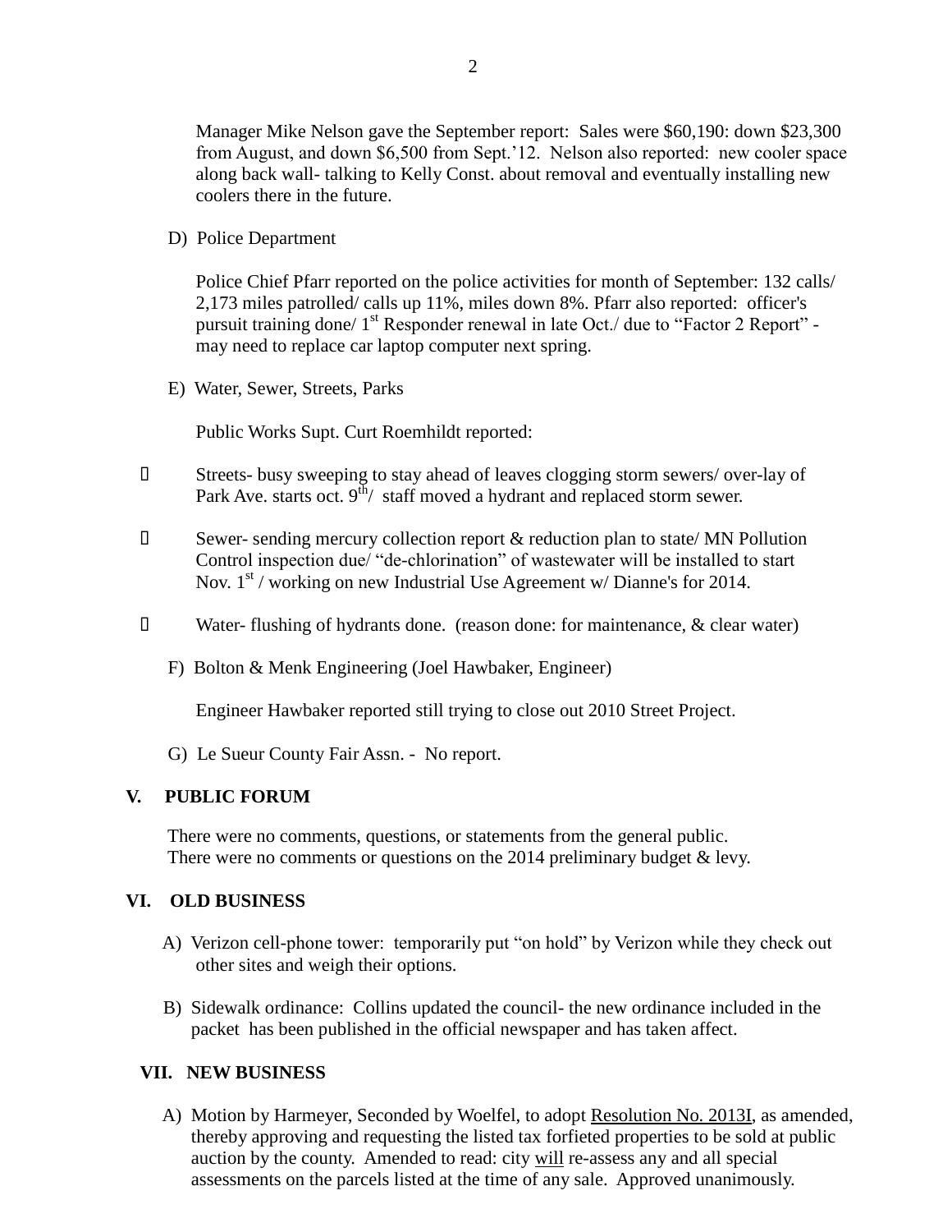Manager Mike Nelson gave the September report: Sales were $60,190: down $23,300 from August, and down $6,500 from Sept.'12. Nelson also reported: new cooler space along back wall- talking to Kelly Const. about removal and eventually installing new coolers there in the future.

D) Police Department

Police Chief Pfarr reported on the police activities for month of September: 132 calls/ 2,173 miles patrolled/ calls up 11%, miles down 8%. Pfarr also reported: officer's pursuit training done/ 1st Responder renewal in late Oct./ due to "Factor 2 Report" - may need to replace car laptop computer next spring.

E) Water, Sewer, Streets, Parks

Public Works Supt. Curt Roemhildt reported:

- Streets- busy sweeping to stay ahead of leaves clogging storm sewers/ over-lay of Park Ave. starts oct. 9th/ staff moved a hydrant and replaced storm sewer.
- Sewer- sending mercury collection report & reduction plan to state/ MN Pollution Control inspection due/ "de-chlorination" of wastewater will be installed to start Nov. 1st / working on new Industrial Use Agreement w/ Dianne's for 2014.
- Water- flushing of hydrants done. (reason done: for maintenance, & clear water)

F) Bolton & Menk Engineering (Joel Hawbaker, Engineer)

Engineer Hawbaker reported still trying to close out 2010 Street Project.

G) Le Sueur County Fair Assn. - No report.

## V. PUBLIC FORUM

There were no comments, questions, or statements from the general public. There were no comments or questions on the 2014 preliminary budget & levy.

## VI. OLD BUSINESS

A) Verizon cell-phone tower: temporarily put "on hold" by Verizon while they check out other sites and weigh their options.

B) Sidewalk ordinance: Collins updated the council- the new ordinance included in the packet has been published in the official newspaper and has taken affect.

## VII. NEW BUSINESS

A) Motion by Harmeyer, Seconded by Woelfel, to adopt Resolution No. 2013I, as amended, thereby approving and requesting the listed tax forfieted properties to be sold at public auction by the county. Amended to read: city will re-assess any and all special assessments on the parcels listed at the time of any sale. Approved unanimously.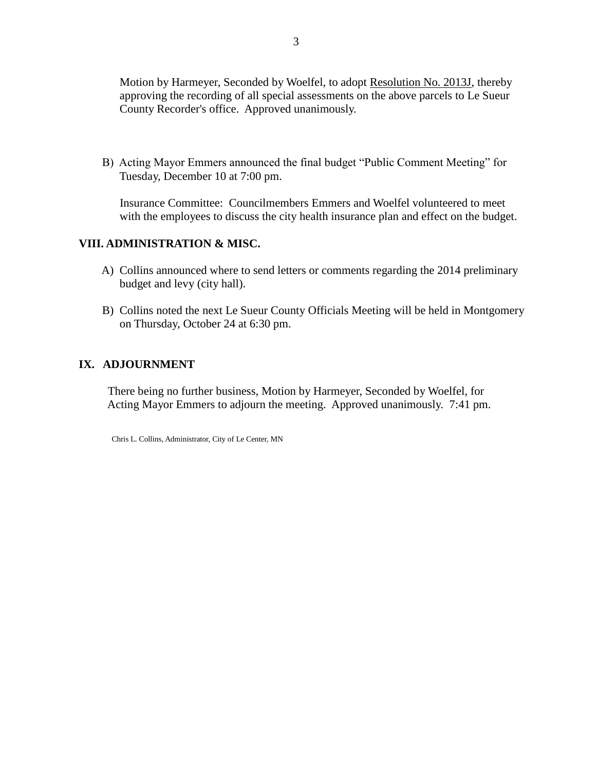Motion by Harmeyer, Seconded by Woelfel, to adopt Resolution No. 2013J, thereby approving the recording of all special assessments on the above parcels to Le Sueur County Recorder's office. Approved unanimously.

B) Acting Mayor Emmers announced the final budget "Public Comment Meeting" for Tuesday, December 10 at 7:00 pm.

Insurance Committee: Councilmembers Emmers and Woelfel volunteered to meet with the employees to discuss the city health insurance plan and effect on the budget.

## VIII. ADMINISTRATION & MISC.

A) Collins announced where to send letters or comments regarding the 2014 preliminary budget and levy (city hall).

B) Collins noted the next Le Sueur County Officials Meeting will be held in Montgomery on Thursday, October 24 at 6:30 pm.

## IX. ADJOURNMENT

There being no further business, Motion by Harmeyer, Seconded by Woelfel, for Acting Mayor Emmers to adjourn the meeting. Approved unanimously. 7:41 pm.

Chris L. Collins, Administrator, City of Le Center, MN